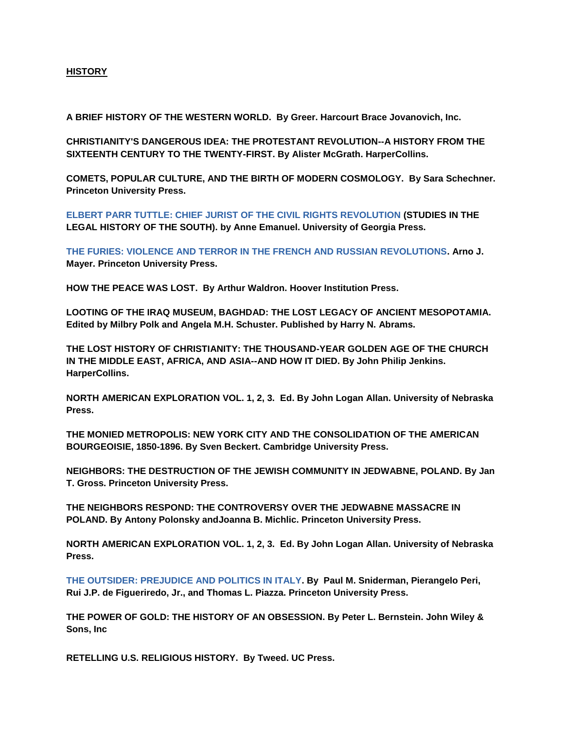**HISTORY**

**A BRIEF HISTORY OF THE WESTERN WORLD. By Greer. Harcourt Brace Jovanovich, Inc.**

**CHRISTIANITY'S DANGEROUS IDEA: THE PROTESTANT REVOLUTION--A HISTORY FROM THE SIXTEENTH CENTURY TO THE TWENTY-FIRST. By Alister McGrath. HarperCollins.**

**COMETS, POPULAR CULTURE, AND THE BIRTH OF MODERN COSMOLOGY. By Sara Schechner. Princeton University Press.**

**ELBERT PARR TUTTLE: CHIEF JURIST OF THE CIVIL RIGHTS REVOLUTION (STUDIES IN THE LEGAL HISTORY OF THE SOUTH). by Anne Emanuel. University of Georgia Press.**

**THE FURIES: VIOLENCE AND TERROR IN THE FRENCH AND RUSSIAN REVOLUTIONS. Arno J. Mayer. Princeton University Press.**

**HOW THE PEACE WAS LOST. By Arthur Waldron. Hoover Institution Press.**

**LOOTING OF THE IRAQ MUSEUM, BAGHDAD: THE LOST LEGACY OF ANCIENT MESOPOTAMIA. Edited by Milbry Polk and Angela M.H. Schuster. Published by Harry N. Abrams.**

**THE LOST HISTORY OF CHRISTIANITY: THE THOUSAND-YEAR GOLDEN AGE OF THE CHURCH IN THE MIDDLE EAST, AFRICA, AND ASIA--AND HOW IT DIED. By John Philip Jenkins. HarperCollins.**

**NORTH AMERICAN EXPLORATION VOL. 1, 2, 3. Ed. By John Logan Allan. University of Nebraska Press.**

**THE MONIED METROPOLIS: NEW YORK CITY AND THE CONSOLIDATION OF THE AMERICAN BOURGEOISIE, 1850-1896. By Sven Beckert. Cambridge University Press.**

**NEIGHBORS: THE DESTRUCTION OF THE JEWISH COMMUNITY IN JEDWABNE, POLAND. By Jan T. Gross. Princeton University Press.**

**THE NEIGHBORS RESPOND: THE CONTROVERSY OVER THE JEDWABNE MASSACRE IN POLAND. By Antony Polonsky andJoanna B. Michlic. Princeton University Press.**

**NORTH AMERICAN EXPLORATION VOL. 1, 2, 3. Ed. By John Logan Allan. University of Nebraska Press.**

**THE OUTSIDER: PREJUDICE AND POLITICS IN ITALY. By Paul M. Sniderman, Pierangelo Peri, Rui J.P. de Figueriredo, Jr., and Thomas L. Piazza. Princeton University Press.**

**THE POWER OF GOLD: THE HISTORY OF AN OBSESSION. By Peter L. Bernstein. John Wiley & Sons, Inc**

**RETELLING U.S. RELIGIOUS HISTORY. By Tweed. UC Press.**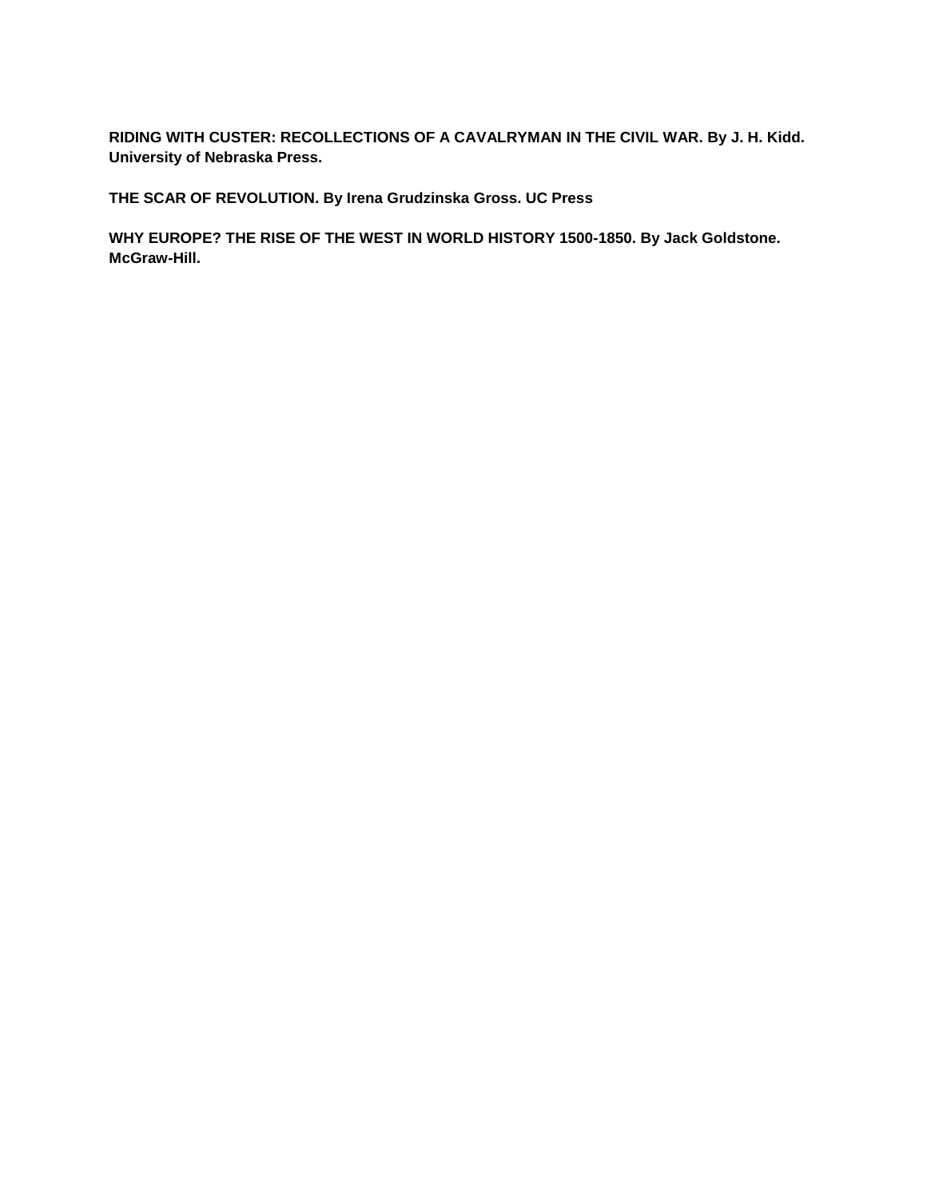**RIDING WITH CUSTER: RECOLLECTIONS OF A CAVALRYMAN IN THE CIVIL WAR. By J. H. Kidd. University of Nebraska Press.**

**THE SCAR OF REVOLUTION. By Irena Grudzinska Gross. UC Press**

**WHY EUROPE? THE RISE OF THE WEST IN WORLD HISTORY 1500-1850. By Jack Goldstone. McGraw-Hill.**